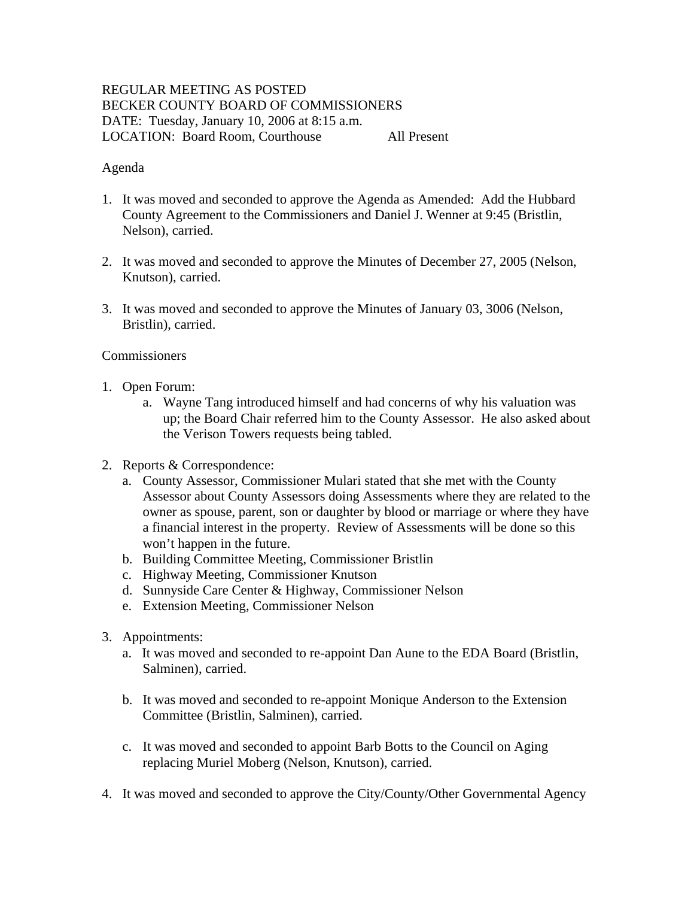REGULAR MEETING AS POSTED
BECKER COUNTY BOARD OF COMMISSIONERS
DATE: Tuesday, January 10, 2006 at 8:15 a.m.
LOCATION: Board Room, Courthouse All Present

Agenda

1. It was moved and seconded to approve the Agenda as Amended: Add the Hubbard County Agreement to the Commissioners and Daniel J. Wenner at 9:45 (Bristlin, Nelson), carried.

2. It was moved and seconded to approve the Minutes of December 27, 2005 (Nelson, Knutson), carried.

3. It was moved and seconded to approve the Minutes of January 03, 3006 (Nelson, Bristlin), carried.

Commissioners

1. Open Forum:
   a. Wayne Tang introduced himself and had concerns of why his valuation was up; the Board Chair referred him to the County Assessor. He also asked about the Verison Towers requests being tabled.

2. Reports & Correspondence:
   a. County Assessor, Commissioner Mulari stated that she met with the County Assessor about County Assessors doing Assessments where they are related to the owner as spouse, parent, son or daughter by blood or marriage or where they have a financial interest in the property. Review of Assessments will be done so this won't happen in the future.
   b. Building Committee Meeting, Commissioner Bristlin
   c. Highway Meeting, Commissioner Knutson
   d. Sunnyside Care Center & Highway, Commissioner Nelson
   e. Extension Meeting, Commissioner Nelson

3. Appointments:
   a. It was moved and seconded to re-appoint Dan Aune to the EDA Board (Bristlin, Salminen), carried.

   b. It was moved and seconded to re-appoint Monique Anderson to the Extension Committee (Bristlin, Salminen), carried.

   c. It was moved and seconded to appoint Barb Botts to the Council on Aging replacing Muriel Moberg (Nelson, Knutson), carried.

4. It was moved and seconded to approve the City/County/Other Governmental Agency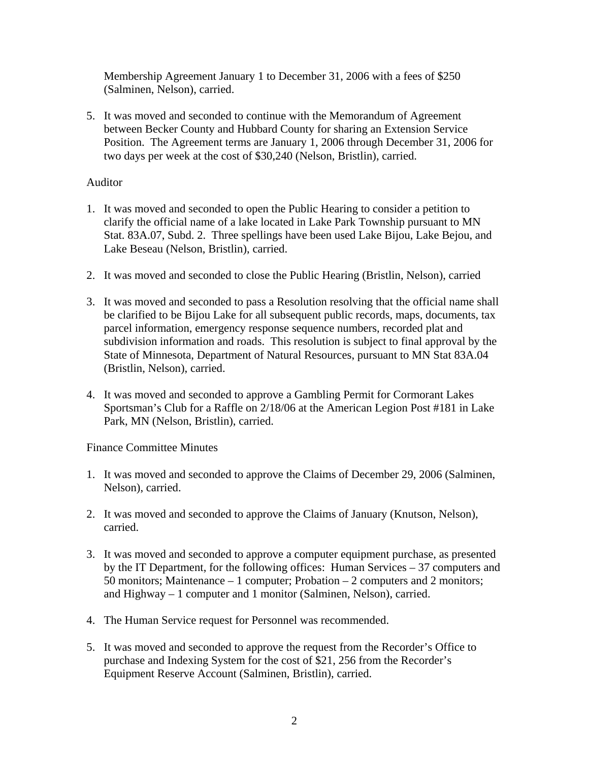Membership Agreement January 1 to December 31, 2006 with a fees of $250 (Salminen, Nelson), carried.

5. It was moved and seconded to continue with the Memorandum of Agreement between Becker County and Hubbard County for sharing an Extension Service Position. The Agreement terms are January 1, 2006 through December 31, 2006 for two days per week at the cost of $30,240 (Nelson, Bristlin), carried.

Auditor

1. It was moved and seconded to open the Public Hearing to consider a petition to clarify the official name of a lake located in Lake Park Township pursuant to MN Stat. 83A.07, Subd. 2. Three spellings have been used Lake Bijou, Lake Bejou, and Lake Beseau (Nelson, Bristlin), carried.

2. It was moved and seconded to close the Public Hearing (Bristlin, Nelson), carried

3. It was moved and seconded to pass a Resolution resolving that the official name shall be clarified to be Bijou Lake for all subsequent public records, maps, documents, tax parcel information, emergency response sequence numbers, recorded plat and subdivision information and roads. This resolution is subject to final approval by the State of Minnesota, Department of Natural Resources, pursuant to MN Stat 83A.04 (Bristlin, Nelson), carried.

4. It was moved and seconded to approve a Gambling Permit for Cormorant Lakes Sportsman's Club for a Raffle on 2/18/06 at the American Legion Post #181 in Lake Park, MN (Nelson, Bristlin), carried.

Finance Committee Minutes

1. It was moved and seconded to approve the Claims of December 29, 2006 (Salminen, Nelson), carried.

2. It was moved and seconded to approve the Claims of January (Knutson, Nelson), carried.

3. It was moved and seconded to approve a computer equipment purchase, as presented by the IT Department, for the following offices: Human Services – 37 computers and 50 monitors; Maintenance – 1 computer; Probation – 2 computers and 2 monitors; and Highway – 1 computer and 1 monitor (Salminen, Nelson), carried.

4. The Human Service request for Personnel was recommended.

5. It was moved and seconded to approve the request from the Recorder's Office to purchase and Indexing System for the cost of $21, 256 from the Recorder's Equipment Reserve Account (Salminen, Bristlin), carried.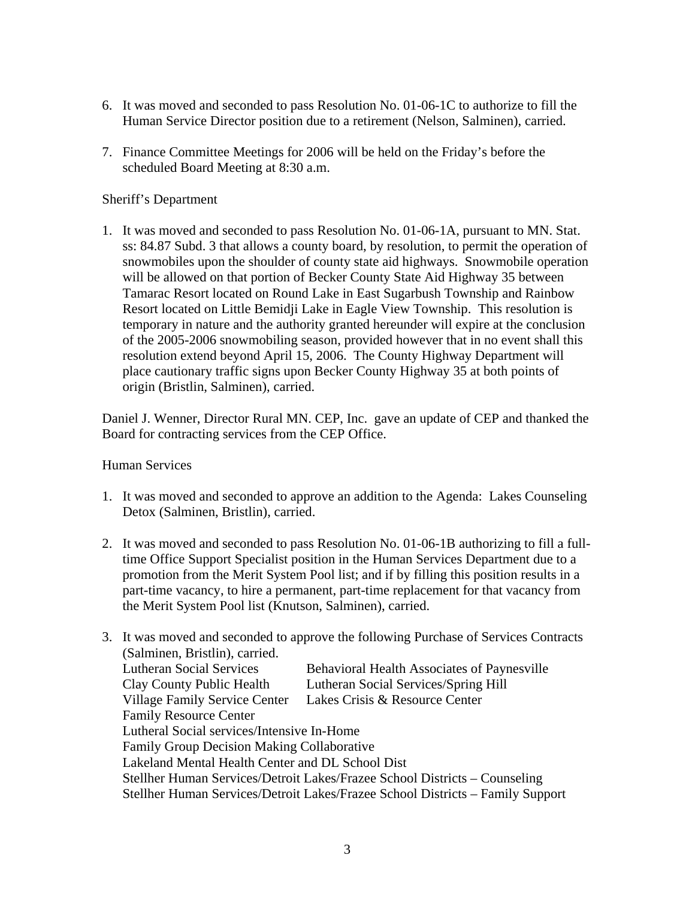6. It was moved and seconded to pass Resolution No. 01-06-1C to authorize to fill the Human Service Director position due to a retirement (Nelson, Salminen), carried.

7. Finance Committee Meetings for 2006 will be held on the Friday's before the scheduled Board Meeting at 8:30 a.m.

Sheriff's Department

1. It was moved and seconded to pass Resolution No. 01-06-1A, pursuant to MN. Stat. ss: 84.87 Subd. 3 that allows a county board, by resolution, to permit the operation of snowmobiles upon the shoulder of county state aid highways. Snowmobile operation will be allowed on that portion of Becker County State Aid Highway 35 between Tamarac Resort located on Round Lake in East Sugarbush Township and Rainbow Resort located on Little Bemidji Lake in Eagle View Township. This resolution is temporary in nature and the authority granted hereunder will expire at the conclusion of the 2005-2006 snowmobiling season, provided however that in no event shall this resolution extend beyond April 15, 2006. The County Highway Department will place cautionary traffic signs upon Becker County Highway 35 at both points of origin (Bristlin, Salminen), carried.

Daniel J. Wenner, Director Rural MN. CEP, Inc. gave an update of CEP and thanked the Board for contracting services from the CEP Office.

Human Services

1. It was moved and seconded to approve an addition to the Agenda: Lakes Counseling Detox (Salminen, Bristlin), carried.

2. It was moved and seconded to pass Resolution No. 01-06-1B authorizing to fill a full-time Office Support Specialist position in the Human Services Department due to a promotion from the Merit System Pool list; and if by filling this position results in a part-time vacancy, to hire a permanent, part-time replacement for that vacancy from the Merit System Pool list (Knutson, Salminen), carried.

3. It was moved and seconded to approve the following Purchase of Services Contracts (Salminen, Bristlin), carried.

   Lutheran Social Services
   Behavioral Health Associates of Paynesville
   Clay County Public Health
   Lutheran Social Services/Spring Hill
   Village Family Service Center
   Lakes Crisis & Resource Center
   Family Resource Center
   Lutheral Social services/Intensive In-Home
   Family Group Decision Making Collaborative
   Lakeland Mental Health Center and DL School Dist
   Stellher Human Services/Detroit Lakes/Frazee School Districts – Counseling
   Stellher Human Services/Detroit Lakes/Frazee School Districts – Family Support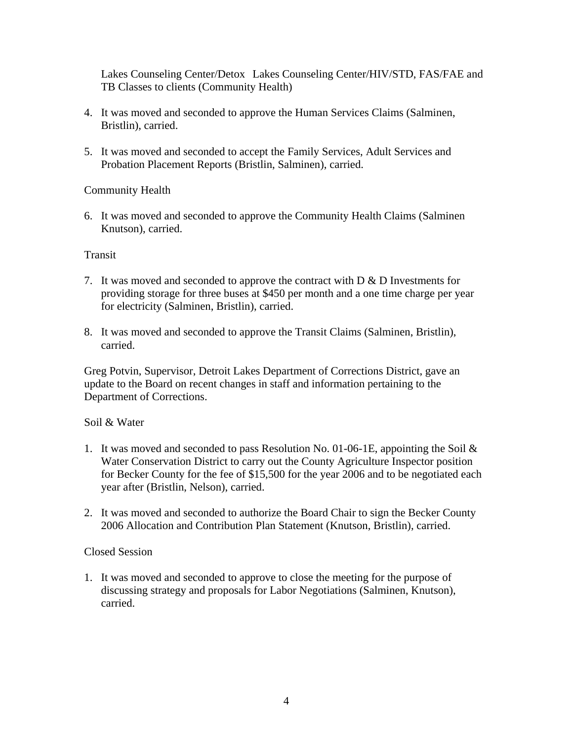Lakes Counseling Center/Detox  Lakes Counseling Center/HIV/STD, FAS/FAE and TB Classes to clients (Community Health)

4. It was moved and seconded to approve the Human Services Claims (Salminen, Bristlin), carried.

5. It was moved and seconded to accept the Family Services, Adult Services and Probation Placement Reports (Bristlin, Salminen), carried.

Community Health

6. It was moved and seconded to approve the Community Health Claims (Salminen Knutson), carried.

Transit

7. It was moved and seconded to approve the contract with D & D Investments for providing storage for three buses at $450 per month and a one time charge per year for electricity (Salminen, Bristlin), carried.

8. It was moved and seconded to approve the Transit Claims (Salminen, Bristlin), carried.

Greg Potvin, Supervisor, Detroit Lakes Department of Corrections District, gave an update to the Board on recent changes in staff and information pertaining to the Department of Corrections.

Soil & Water

1. It was moved and seconded to pass Resolution No. 01-06-1E, appointing the Soil & Water Conservation District to carry out the County Agriculture Inspector position for Becker County for the fee of $15,500 for the year 2006 and to be negotiated each year after (Bristlin, Nelson), carried.

2. It was moved and seconded to authorize the Board Chair to sign the Becker County 2006 Allocation and Contribution Plan Statement (Knutson, Bristlin), carried.

Closed Session

1. It was moved and seconded to approve to close the meeting for the purpose of discussing strategy and proposals for Labor Negotiations (Salminen, Knutson), carried.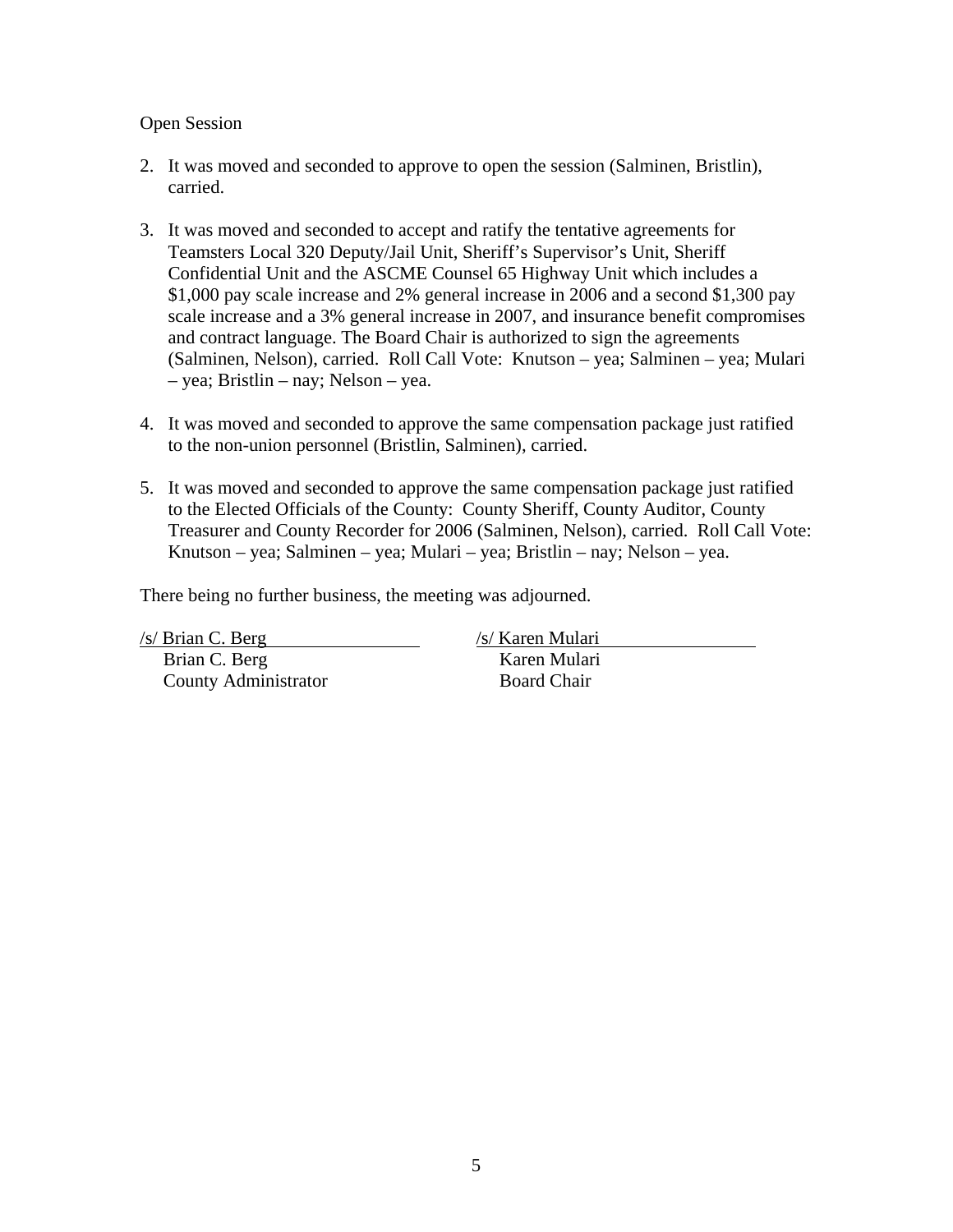Open Session

2. It was moved and seconded to approve to open the session (Salminen, Bristlin), carried.

3. It was moved and seconded to accept and ratify the tentative agreements for Teamsters Local 320 Deputy/Jail Unit, Sheriff's Supervisor's Unit, Sheriff Confidential Unit and the ASCME Counsel 65 Highway Unit which includes a $1,000 pay scale increase and 2% general increase in 2006 and a second $1,300 pay scale increase and a 3% general increase in 2007, and insurance benefit compromises and contract language. The Board Chair is authorized to sign the agreements (Salminen, Nelson), carried. Roll Call Vote: Knutson – yea; Salminen – yea; Mulari – yea; Bristlin – nay; Nelson – yea.

4. It was moved and seconded to approve the same compensation package just ratified to the non-union personnel (Bristlin, Salminen), carried.

5. It was moved and seconded to approve the same compensation package just ratified to the Elected Officials of the County: County Sheriff, County Auditor, County Treasurer and County Recorder for 2006 (Salminen, Nelson), carried. Roll Call Vote: Knutson – yea; Salminen – yea; Mulari – yea; Bristlin – nay; Nelson – yea.

There being no further business, the meeting was adjourned.

/s/ Brian C. Berg
Brian C. Berg
County Administrator

/s/ Karen Mulari
Karen Mulari
Board Chair